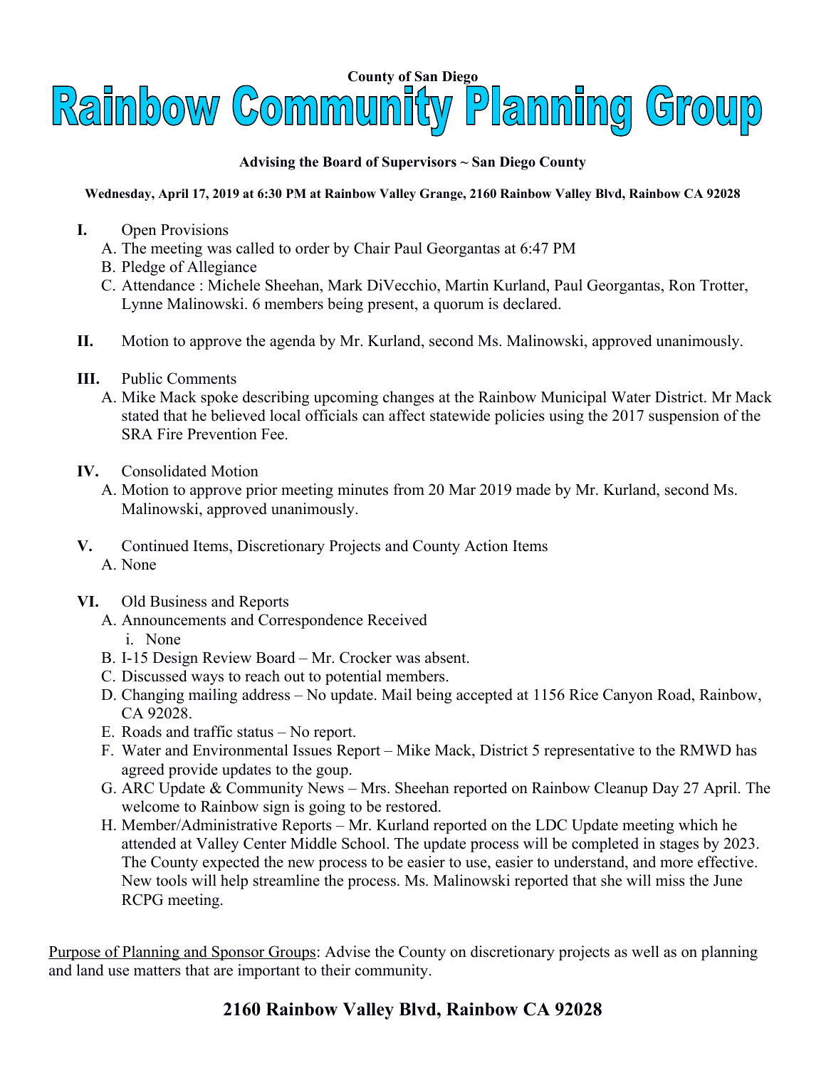County of San Diego

# Rainbow Community Planning Group

**Advising the Board of Supervisors ~ San Diego County**

**Wednesday, April 17, 2019 at 6:30 PM at Rainbow Valley Grange, 2160 Rainbow Valley Blvd, Rainbow CA 92028**

**I.** Open Provisions
  A. The meeting was called to order by Chair Paul Georgantas at 6:47 PM
  B. Pledge of Allegiance
  C. Attendance : Michele Sheehan, Mark DiVecchio, Martin Kurland, Paul Georgantas, Ron Trotter, Lynne Malinowski. 6 members being present, a quorum is declared.

**II.** Motion to approve the agenda by Mr. Kurland, second Ms. Malinowski, approved unanimously.

**III.** Public Comments
  A. Mike Mack spoke describing upcoming changes at the Rainbow Municipal Water District. Mr Mack stated that he believed local officials can affect statewide policies using the 2017 suspension of the SRA Fire Prevention Fee.

**IV.** Consolidated Motion
  A. Motion to approve prior meeting minutes from 20 Mar 2019 made by Mr. Kurland, second Ms. Malinowski, approved unanimously.

**V.** Continued Items, Discretionary Projects and County Action Items
  A. None

**VI.** Old Business and Reports
  A. Announcements and Correspondence Received
    i. None
  B. I-15 Design Review Board – Mr. Crocker was absent.
  C. Discussed ways to reach out to potential members.
  D. Changing mailing address – No update. Mail being accepted at 1156 Rice Canyon Road, Rainbow, CA 92028.
  E. Roads and traffic status – No report.
  F. Water and Environmental Issues Report – Mike Mack, District 5 representative to the RMWD has agreed provide updates to the goup.
  G. ARC Update & Community News – Mrs. Sheehan reported on Rainbow Cleanup Day 27 April. The welcome to Rainbow sign is going to be restored.
  H. Member/Administrative Reports – Mr. Kurland reported on the LDC Update meeting which he attended at Valley Center Middle School. The update process will be completed in stages by 2023. The County expected the new process to be easier to use, easier to understand, and more effective. New tools will help streamline the process. Ms. Malinowski reported that she will miss the June RCPG meeting.

Purpose of Planning and Sponsor Groups: Advise the County on discretionary projects as well as on planning and land use matters that are important to their community.

**2160 Rainbow Valley Blvd, Rainbow CA 92028**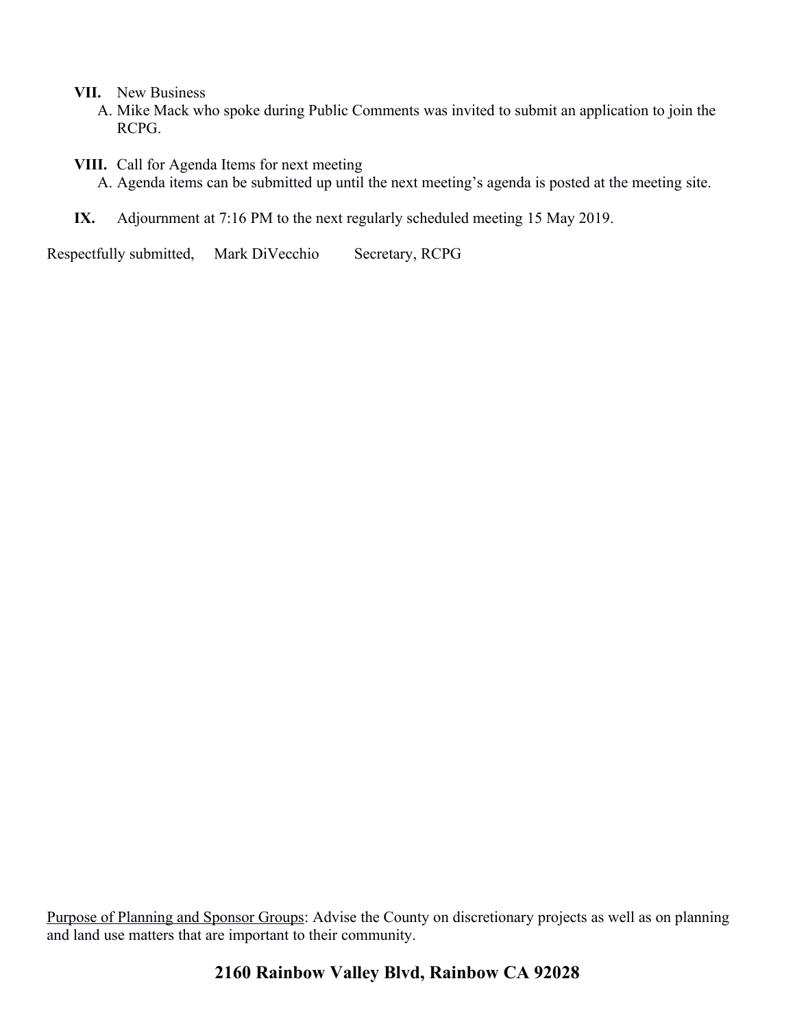**VII.** New Business

A. Mike Mack who spoke during Public Comments was invited to submit an application to join the RCPG.

**VIII.** Call for Agenda Items for next meeting

A. Agenda items can be submitted up until the next meeting's agenda is posted at the meeting site.

**IX.** Adjournment at 7:16 PM to the next regularly scheduled meeting 15 May 2019.

Respectfully submitted, Mark DiVecchio Secretary, RCPG

Purpose of Planning and Sponsor Groups: Advise the County on discretionary projects as well as on planning and land use matters that are important to their community.

**2160 Rainbow Valley Blvd, Rainbow CA 92028**